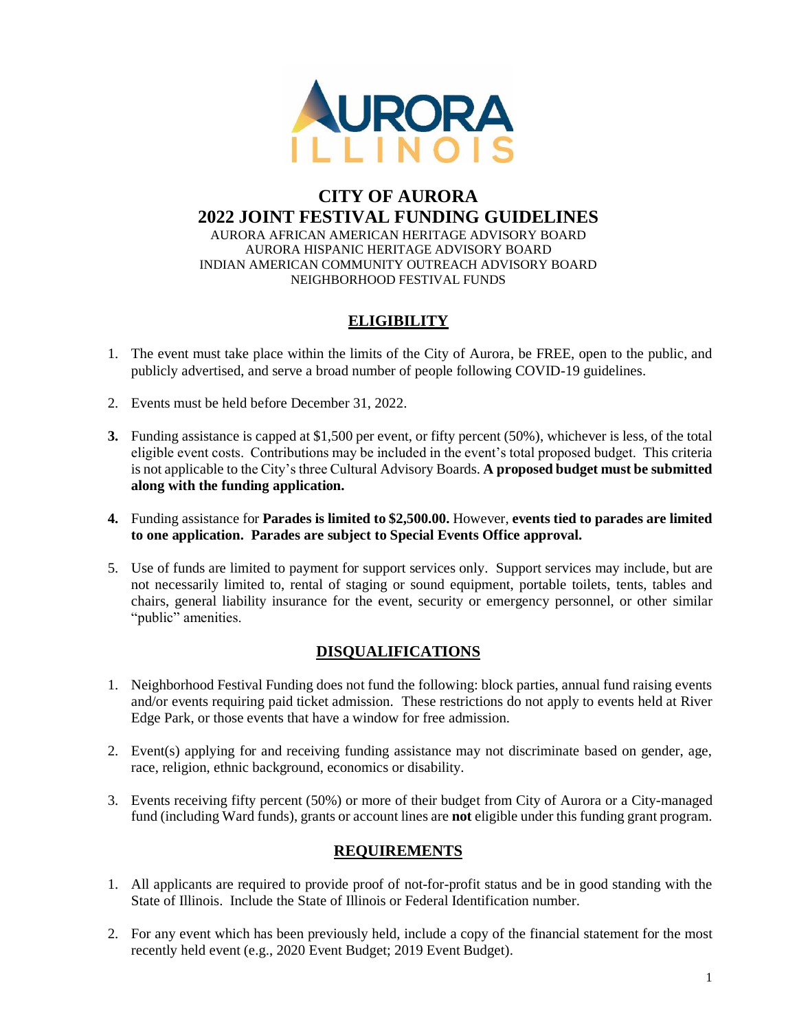AURORA ILLINOIS

# CITY OF AURORA
# 2022 JOINT FESTIVAL FUNDING GUIDELINES

AURORA AFRICAN AMERICAN HERITAGE ADVISORY BOARD
AURORA HISPANIC HERITAGE ADVISORY BOARD
INDIAN AMERICAN COMMUNITY OUTREACH ADVISORY BOARD
NEIGHBORHOOD FESTIVAL FUNDS

## ELIGIBILITY

1. The event must take place within the limits of the City of Aurora, be FREE, open to the public, and publicly advertised, and serve a broad number of people following COVID-19 guidelines.

2. Events must be held before December 31, 2022.

3. Funding assistance is capped at $1,500 per event, or fifty percent (50%), whichever is less, of the total eligible event costs. Contributions may be included in the event's total proposed budget. This criteria is not applicable to the City's three Cultural Advisory Boards. **A proposed budget must be submitted along with the funding application.**

4. Funding assistance for **Parades is limited to $2,500.00.** However, **events tied to parades are limited to one application. Parades are subject to Special Events Office approval.**

5. Use of funds are limited to payment for support services only. Support services may include, but are not necessarily limited to, rental of staging or sound equipment, portable toilets, tents, tables and chairs, general liability insurance for the event, security or emergency personnel, or other similar "public" amenities.

## DISQUALIFICATIONS

1. Neighborhood Festival Funding does not fund the following: block parties, annual fund raising events and/or events requiring paid ticket admission. These restrictions do not apply to events held at River Edge Park, or those events that have a window for free admission.

2. Event(s) applying for and receiving funding assistance may not discriminate based on gender, age, race, religion, ethnic background, economics or disability.

3. Events receiving fifty percent (50%) or more of their budget from City of Aurora or a City-managed fund (including Ward funds), grants or account lines are **not** eligible under this funding grant program.

## REQUIREMENTS

1. All applicants are required to provide proof of not-for-profit status and be in good standing with the State of Illinois. Include the State of Illinois or Federal Identification number.

2. For any event which has been previously held, include a copy of the financial statement for the most recently held event (e.g., 2020 Event Budget; 2019 Event Budget).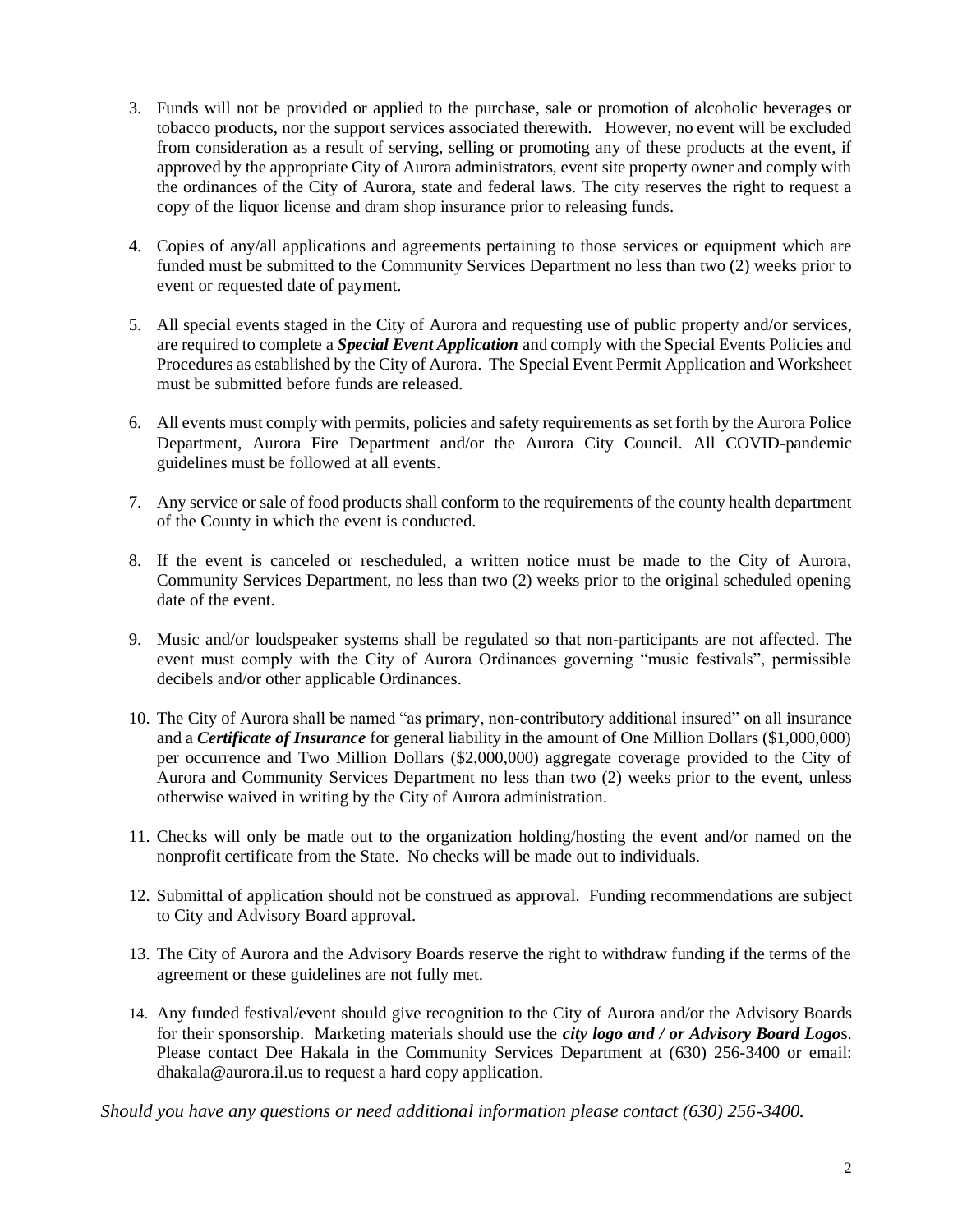3. Funds will not be provided or applied to the purchase, sale or promotion of alcoholic beverages or tobacco products, nor the support services associated therewith. However, no event will be excluded from consideration as a result of serving, selling or promoting any of these products at the event, if approved by the appropriate City of Aurora administrators, event site property owner and comply with the ordinances of the City of Aurora, state and federal laws. The city reserves the right to request a copy of the liquor license and dram shop insurance prior to releasing funds.

4. Copies of any/all applications and agreements pertaining to those services or equipment which are funded must be submitted to the Community Services Department no less than two (2) weeks prior to event or requested date of payment.

5. All special events staged in the City of Aurora and requesting use of public property and/or services, are required to complete a ***Special Event Application*** and comply with the Special Events Policies and Procedures as established by the City of Aurora. The Special Event Permit Application and Worksheet must be submitted before funds are released.

6. All events must comply with permits, policies and safety requirements as set forth by the Aurora Police Department, Aurora Fire Department and/or the Aurora City Council. All COVID-pandemic guidelines must be followed at all events.

7. Any service or sale of food products shall conform to the requirements of the county health department of the County in which the event is conducted.

8. If the event is canceled or rescheduled, a written notice must be made to the City of Aurora, Community Services Department, no less than two (2) weeks prior to the original scheduled opening date of the event.

9. Music and/or loudspeaker systems shall be regulated so that non-participants are not affected. The event must comply with the City of Aurora Ordinances governing "music festivals", permissible decibels and/or other applicable Ordinances.

10. The City of Aurora shall be named "as primary, non-contributory additional insured" on all insurance and a ***Certificate of Insurance*** for general liability in the amount of One Million Dollars ($1,000,000) per occurrence and Two Million Dollars ($2,000,000) aggregate coverage provided to the City of Aurora and Community Services Department no less than two (2) weeks prior to the event, unless otherwise waived in writing by the City of Aurora administration.

11. Checks will only be made out to the organization holding/hosting the event and/or named on the nonprofit certificate from the State. No checks will be made out to individuals.

12. Submittal of application should not be construed as approval. Funding recommendations are subject to City and Advisory Board approval.

13. The City of Aurora and the Advisory Boards reserve the right to withdraw funding if the terms of the agreement or these guidelines are not fully met.

14. Any funded festival/event should give recognition to the City of Aurora and/or the Advisory Boards for their sponsorship. Marketing materials should use the ***city logo and / or Advisory Board Logo***s. Please contact Dee Hakala in the Community Services Department at (630) 256-3400 or email: dhakala@aurora.il.us to request a hard copy application.

*Should you have any questions or need additional information please contact (630) 256-3400.*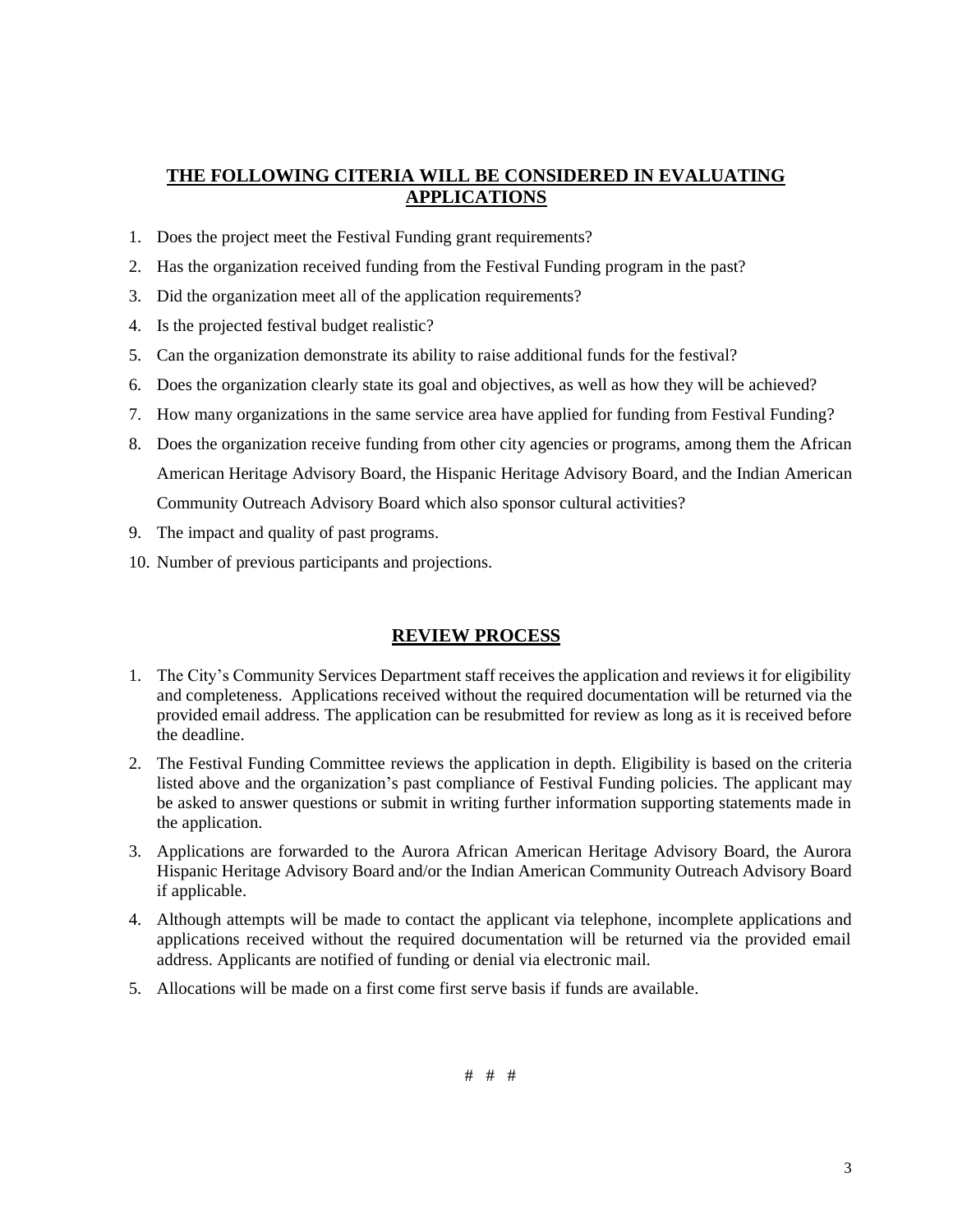## THE FOLLOWING CITERIA WILL BE CONSIDERED IN EVALUATING APPLICATIONS

1. Does the project meet the Festival Funding grant requirements?
2. Has the organization received funding from the Festival Funding program in the past?
3. Did the organization meet all of the application requirements?
4. Is the projected festival budget realistic?
5. Can the organization demonstrate its ability to raise additional funds for the festival?
6. Does the organization clearly state its goal and objectives, as well as how they will be achieved?
7. How many organizations in the same service area have applied for funding from Festival Funding?
8. Does the organization receive funding from other city agencies or programs, among them the African American Heritage Advisory Board, the Hispanic Heritage Advisory Board, and the Indian American Community Outreach Advisory Board which also sponsor cultural activities?
9. The impact and quality of past programs.
10. Number of previous participants and projections.

## REVIEW PROCESS

1. The City's Community Services Department staff receives the application and reviews it for eligibility and completeness. Applications received without the required documentation will be returned via the provided email address. The application can be resubmitted for review as long as it is received before the deadline.
2. The Festival Funding Committee reviews the application in depth. Eligibility is based on the criteria listed above and the organization's past compliance of Festival Funding policies. The applicant may be asked to answer questions or submit in writing further information supporting statements made in the application.
3. Applications are forwarded to the Aurora African American Heritage Advisory Board, the Aurora Hispanic Heritage Advisory Board and/or the Indian American Community Outreach Advisory Board if applicable.
4. Although attempts will be made to contact the applicant via telephone, incomplete applications and applications received without the required documentation will be returned via the provided email address. Applicants are notified of funding or denial via electronic mail.
5. Allocations will be made on a first come first serve basis if funds are available.

# # #